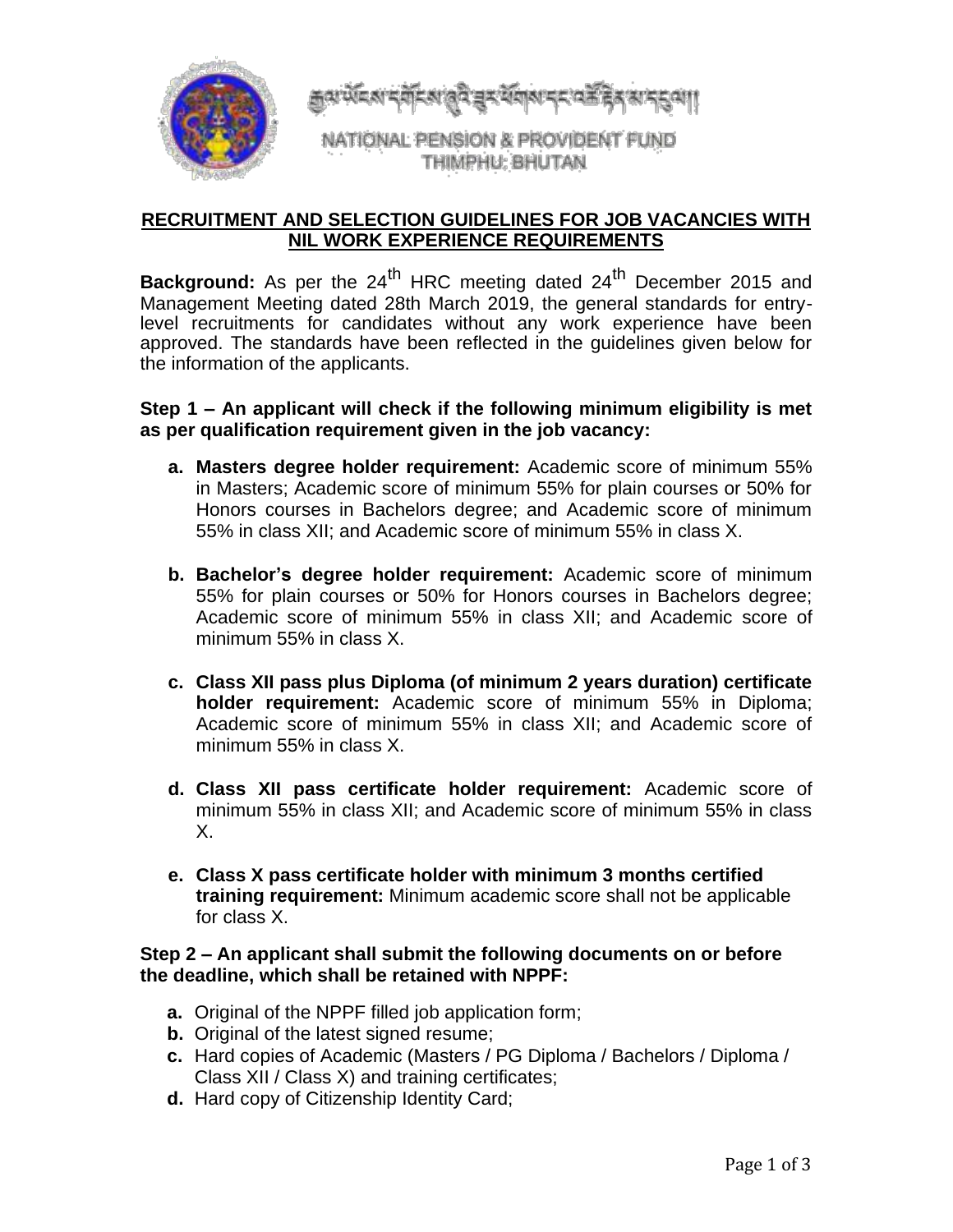རྒྱལ་ཡོངས་དགོངས་ཞུའི་རྔན་ཡོན་དང་འཚོ་རྟེན་མ་དངུལ།།

NATIONAL PENSION & PROVIDENT FUND
THIMPHU: BHUTAN

## RECRUITMENT AND SELECTION GUIDELINES FOR JOB VACANCIES WITH NIL WORK EXPERIENCE REQUIREMENTS

**Background:** As per the 24th HRC meeting dated 24th December 2015 and Management Meeting dated 28th March 2019, the general standards for entry-level recruitments for candidates without any work experience have been approved. The standards have been reflected in the guidelines given below for the information of the applicants.

**Step 1 – An applicant will check if the following minimum eligibility is met as per qualification requirement given in the job vacancy:**

a. **Masters degree holder requirement:** Academic score of minimum 55% in Masters; Academic score of minimum 55% for plain courses or 50% for Honors courses in Bachelors degree; and Academic score of minimum 55% in class XII; and Academic score of minimum 55% in class X.

b. **Bachelor's degree holder requirement:** Academic score of minimum 55% for plain courses or 50% for Honors courses in Bachelors degree; Academic score of minimum 55% in class XII; and Academic score of minimum 55% in class X.

c. **Class XII pass plus Diploma (of minimum 2 years duration) certificate holder requirement:** Academic score of minimum 55% in Diploma; Academic score of minimum 55% in class XII; and Academic score of minimum 55% in class X.

d. **Class XII pass certificate holder requirement:** Academic score of minimum 55% in class XII; and Academic score of minimum 55% in class X.

e. **Class X pass certificate holder with minimum 3 months certified training requirement:** Minimum academic score shall not be applicable for class X.

**Step 2 – An applicant shall submit the following documents on or before the deadline, which shall be retained with NPPF:**

a. Original of the NPPF filled job application form;
b. Original of the latest signed resume;
c. Hard copies of Academic (Masters / PG Diploma / Bachelors / Diploma / Class XII / Class X) and training certificates;
d. Hard copy of Citizenship Identity Card;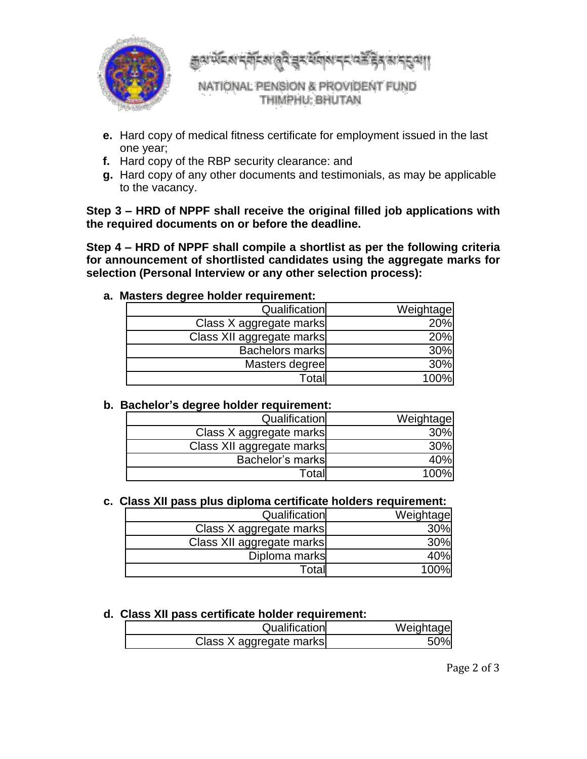e. Hard copy of medical fitness certificate for employment issued in the last one year;
f. Hard copy of the RBP security clearance: and
g. Hard copy of any other documents and testimonials, as may be applicable to the vacancy.

**Step 3 – HRD of NPPF shall receive the original filled job applications with the required documents on or before the deadline.**

**Step 4 – HRD of NPPF shall compile a shortlist as per the following criteria for announcement of shortlisted candidates using the aggregate marks for selection (Personal Interview or any other selection process):**

**a. Masters degree holder requirement:**

| Qualification | Weightage |
|---|---|
| Class X aggregate marks | 20% |
| Class XII aggregate marks | 20% |
| Bachelors marks | 30% |
| Masters degree | 30% |
| Total | 100% |

**b. Bachelor's degree holder requirement:**

| Qualification | Weightage |
|---|---|
| Class X aggregate marks | 30% |
| Class XII aggregate marks | 30% |
| Bachelor's marks | 40% |
| Total | 100% |

**c. Class XII pass plus diploma certificate holders requirement:**

| Qualification | Weightage |
|---|---|
| Class X aggregate marks | 30% |
| Class XII aggregate marks | 30% |
| Diploma marks | 40% |
| Total | 100% |

**d. Class XII pass certificate holder requirement:**

| Qualification | Weightage |
|---|---|
| Class X aggregate marks | 50% |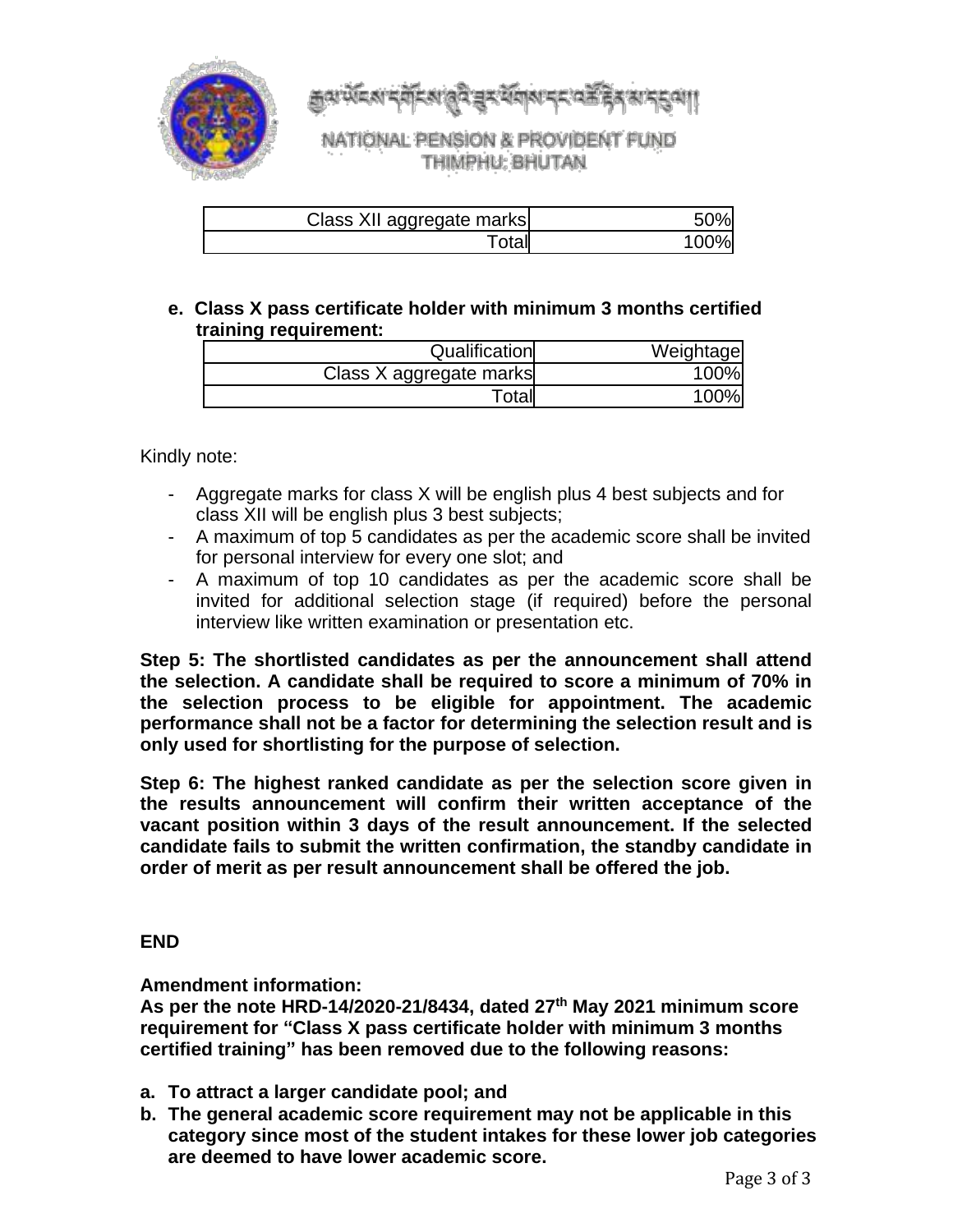རྒྱལ་ཡོངས་དགོངས་ཞུའི་དུས་ཡོལ་དང་འཚོ་རྟེན་མ་དངུལ།

NATIONAL PENSION & PROVIDENT FUND
THIMPHU: BHUTAN

| | |
|---|---|
| Class XII aggregate marks | 50% |
| Total | 100% |

**e. Class X pass certificate holder with minimum 3 months certified training requirement:**

| Qualification | Weightage |
|---|---|
| Class X aggregate marks | 100% |
| Total | 100% |

Kindly note:

- Aggregate marks for class X will be english plus 4 best subjects and for class XII will be english plus 3 best subjects;
- A maximum of top 5 candidates as per the academic score shall be invited for personal interview for every one slot; and
- A maximum of top 10 candidates as per the academic score shall be invited for additional selection stage (if required) before the personal interview like written examination or presentation etc.

**Step 5: The shortlisted candidates as per the announcement shall attend the selection. A candidate shall be required to score a minimum of 70% in the selection process to be eligible for appointment. The academic performance shall not be a factor for determining the selection result and is only used for shortlisting for the purpose of selection.**

**Step 6: The highest ranked candidate as per the selection score given in the results announcement will confirm their written acceptance of the vacant position within 3 days of the result announcement. If the selected candidate fails to submit the written confirmation, the standby candidate in order of merit as per result announcement shall be offered the job.**

**END**

**Amendment information:**
**As per the note HRD-14/2020-21/8434, dated 27th May 2021 minimum score requirement for "Class X pass certificate holder with minimum 3 months certified training" has been removed due to the following reasons:**

**a. To attract a larger candidate pool; and**
**b. The general academic score requirement may not be applicable in this category since most of the student intakes for these lower job categories are deemed to have lower academic score.**